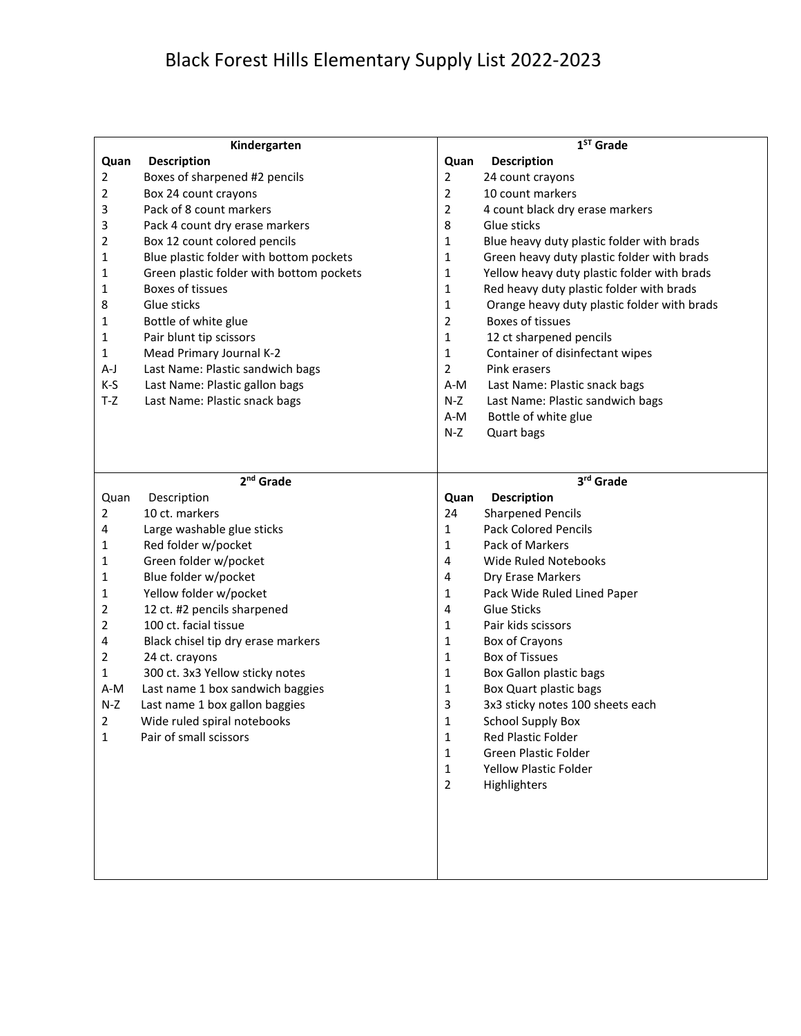# Black Forest Hills Elementary Supply List 2022-2023

## Kindergarten

| Quan | Description |
|---|---|
| 2 | Boxes of sharpened #2 pencils |
| 2 | Box 24 count crayons |
| 3 | Pack of 8 count markers |
| 3 | Pack 4 count dry erase markers |
| 2 | Box 12 count colored pencils |
| 1 | Blue plastic folder with bottom pockets |
| 1 | Green plastic folder with bottom pockets |
| 1 | Boxes of tissues |
| 8 | Glue sticks |
| 1 | Bottle of white glue |
| 1 | Pair blunt tip scissors |
| 1 | Mead Primary Journal K-2 |
| A-J | Last Name: Plastic sandwich bags |
| K-S | Last Name: Plastic gallon bags |
| T-Z | Last Name: Plastic snack bags |

## 1ST Grade

| Quan | Description |
|---|---|
| 2 | 24 count crayons |
| 2 | 10 count markers |
| 2 | 4 count black dry erase markers |
| 8 | Glue sticks |
| 1 | Blue heavy duty plastic folder with brads |
| 1 | Green heavy duty plastic folder with brads |
| 1 | Yellow heavy duty plastic folder with brads |
| 1 | Red heavy duty plastic folder with brads |
| 1 | Orange heavy duty plastic folder with brads |
| 2 | Boxes of tissues |
| 1 | 12 ct sharpened pencils |
| 1 | Container of disinfectant wipes |
| 2 | Pink erasers |
| A-M | Last Name: Plastic snack bags |
| N-Z | Last Name: Plastic sandwich bags |
| A-M | Bottle of white glue |
| N-Z | Quart bags |

## 2nd Grade

| Quan | Description |
|---|---|
| 2 | 10 ct. markers |
| 4 | Large washable glue sticks |
| 1 | Red folder w/pocket |
| 1 | Green folder w/pocket |
| 1 | Blue folder w/pocket |
| 1 | Yellow folder w/pocket |
| 2 | 12 ct. #2 pencils sharpened |
| 2 | 100 ct. facial tissue |
| 4 | Black chisel tip dry erase markers |
| 2 | 24 ct. crayons |
| 1 | 300 ct. 3x3 Yellow sticky notes |
| A-M | Last name 1 box sandwich baggies |
| N-Z | Last name 1 box gallon baggies |
| 2 | Wide ruled spiral notebooks |
| 1 | Pair of small scissors |

## 3rd Grade

| Quan | Description |
|---|---|
| 24 | Sharpened Pencils |
| 1 | Pack Colored Pencils |
| 1 | Pack of Markers |
| 4 | Wide Ruled Notebooks |
| 4 | Dry Erase Markers |
| 1 | Pack Wide Ruled Lined Paper |
| 4 | Glue Sticks |
| 1 | Pair kids scissors |
| 1 | Box of Crayons |
| 1 | Box of Tissues |
| 1 | Box Gallon plastic bags |
| 1 | Box Quart plastic bags |
| 3 | 3x3 sticky notes 100 sheets each |
| 1 | School Supply Box |
| 1 | Red Plastic Folder |
| 1 | Green Plastic Folder |
| 1 | Yellow Plastic Folder |
| 2 | Highlighters |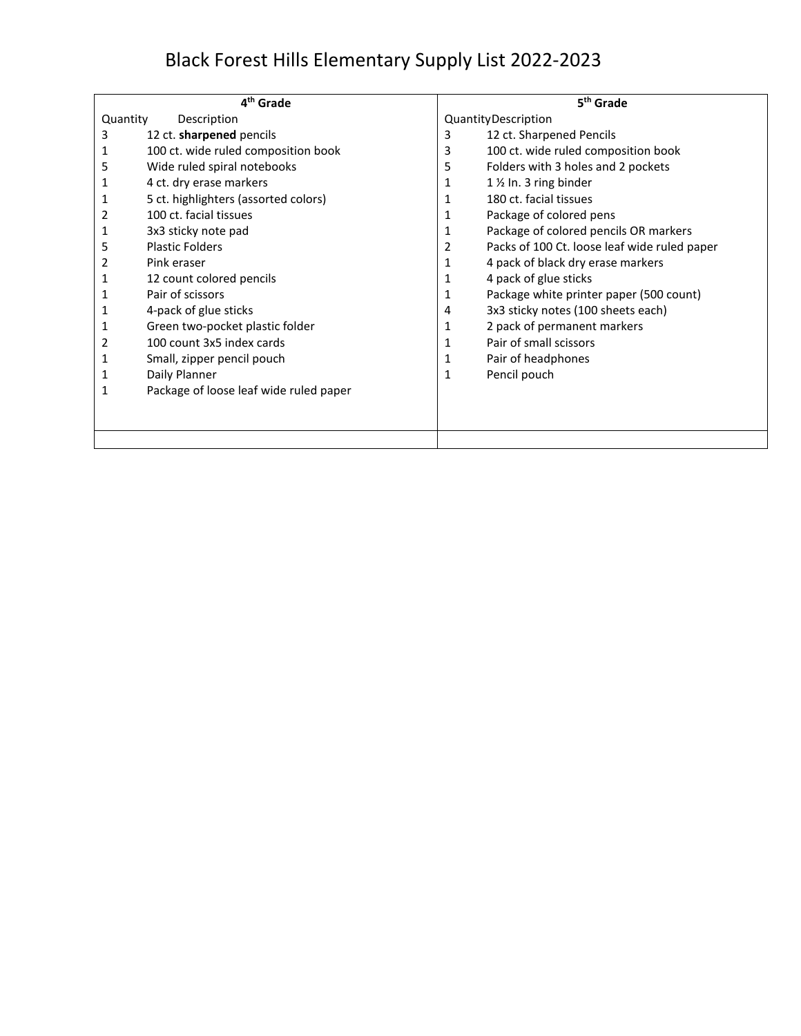# Black Forest Hills Elementary Supply List 2022-2023

| 4th Grade | | 5th Grade | |
|---|---|---|---|
| Quantity | Description | Quantity | Description |
| 3 | 12 ct. **sharpened** pencils | 3 | 12 ct. Sharpened Pencils |
| 1 | 100 ct. wide ruled composition book | 3 | 100 ct. wide ruled composition book |
| 5 | Wide ruled spiral notebooks | 5 | Folders with 3 holes and 2 pockets |
| 1 | 4 ct. dry erase markers | 1 | 1 ½ In. 3 ring binder |
| 1 | 5 ct. highlighters (assorted colors) | 1 | 180 ct. facial tissues |
| 2 | 100 ct. facial tissues | 1 | Package of colored pens |
| 1 | 3x3 sticky note pad | 1 | Package of colored pencils OR markers |
| 5 | Plastic Folders | 2 | Packs of 100 Ct. loose leaf wide ruled paper |
| 2 | Pink eraser | 1 | 4 pack of black dry erase markers |
| 1 | 12 count colored pencils | 1 | 4 pack of glue sticks |
| 1 | Pair of scissors | 1 | Package white printer paper (500 count) |
| 1 | 4-pack of glue sticks | 4 | 3x3 sticky notes (100 sheets each) |
| 1 | Green two-pocket plastic folder | 1 | 2 pack of permanent markers |
| 2 | 100 count 3x5 index cards | 1 | Pair of small scissors |
| 1 | Small, zipper pencil pouch | 1 | Pair of headphones |
| 1 | Daily Planner | 1 | Pencil pouch |
| 1 | Package of loose leaf wide ruled paper | | |